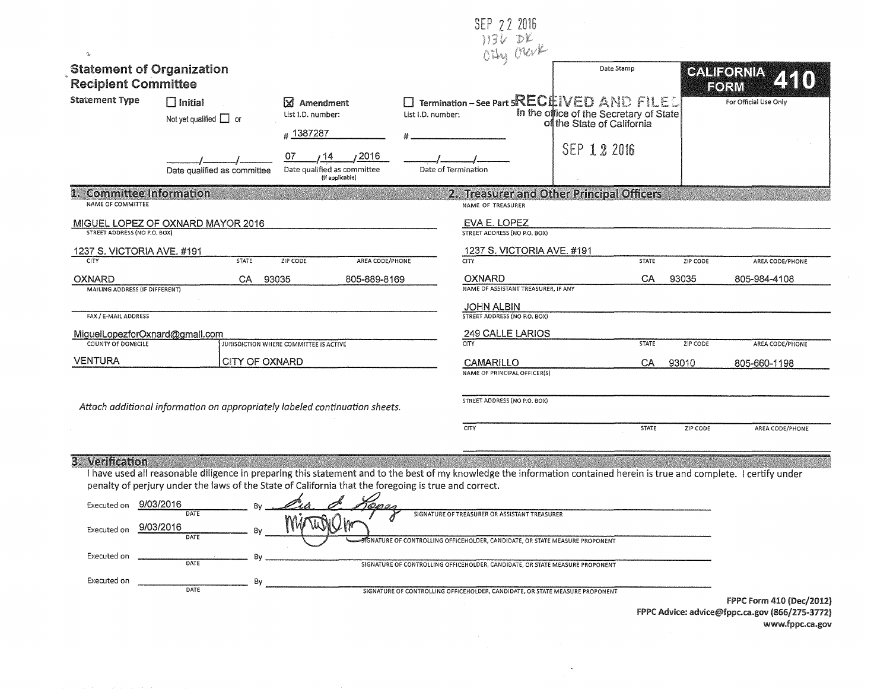SEP 22 2016
1136 DK
City Clerk

# Statement of Organization
# Recipient Committee

**CALIFORNIA FORM 410**

For Official Use Only

Date Stamp

RECEIVED AND FILED
in the office of the Secretary of State
of the State of California

SEP 12 2016

**Statement Type**

- ☐ Initial — Not yet qualified ☐ or ___/___/___ Date qualified as committee
- ☒ Amendment — List I.D. number: # 1387287 — 07 / 14 / 2016 Date qualified as committee (If applicable)
- ☐ Termination – See Part 5 — List I.D. number: # ________ — ___/___/___ Date of Termination

## 1. Committee Information

NAME OF COMMITTEE: MIGUEL LOPEZ OF OXNARD MAYOR 2016

STREET ADDRESS (NO P.O. BOX): 1237 S. VICTORIA AVE. #191

| CITY | STATE | ZIP CODE | AREA CODE/PHONE |
| --- | --- | --- | --- |
| OXNARD | CA | 93035 | 805-889-8169 |

MAILING ADDRESS (IF DIFFERENT):

FAX / E-MAIL ADDRESS: MiguelLopezforOxnard@gmail.com

| COUNTY OF DOMICILE | JURISDICTION WHERE COMMITTEE IS ACTIVE |
| --- | --- |
| VENTURA | CITY OF OXNARD |

*Attach additional information on appropriately labeled continuation sheets.*

## 2. Treasurer and Other Principal Officers

NAME OF TREASURER: EVA E. LOPEZ

STREET ADDRESS (NO P.O. BOX): 1237 S. VICTORIA AVE. #191

| CITY | STATE | ZIP CODE | AREA CODE/PHONE |
| --- | --- | --- | --- |
| OXNARD | CA | 93035 | 805-984-4108 |

NAME OF ASSISTANT TREASURER, IF ANY: JOHN ALBIN

STREET ADDRESS (NO P.O. BOX): 249 CALLE LARIOS

| CITY | STATE | ZIP CODE | AREA CODE/PHONE |
| --- | --- | --- | --- |
| CAMARILLO | CA | 93010 | 805-660-1198 |

NAME OF PRINCIPAL OFFICER(S):

STREET ADDRESS (NO P.O. BOX):

| CITY | STATE | ZIP CODE | AREA CODE/PHONE |
| --- | --- | --- | --- |
| | | | |

## 3. Verification

I have used all reasonable diligence in preparing this statement and to the best of my knowledge the information contained herein is true and complete. I certify under penalty of perjury under the laws of the State of California that the foregoing is true and correct.

Executed on 9/03/2016 (DATE) By *Eva E. Lopez* — SIGNATURE OF TREASURER OR ASSISTANT TREASURER

Executed on 9/03/2016 (DATE) By *[signature]* — SIGNATURE OF CONTROLLING OFFICEHOLDER, CANDIDATE, OR STATE MEASURE PROPONENT

Executed on ________ (DATE) By ________ — SIGNATURE OF CONTROLLING OFFICEHOLDER, CANDIDATE, OR STATE MEASURE PROPONENT

Executed on ________ (DATE) By ________ — SIGNATURE OF CONTROLLING OFFICEHOLDER, CANDIDATE, OR STATE MEASURE PROPONENT

FPPC Form 410 (Dec/2012)
FPPC Advice: advice@fppc.ca.gov (866/275-3772)
www.fppc.ca.gov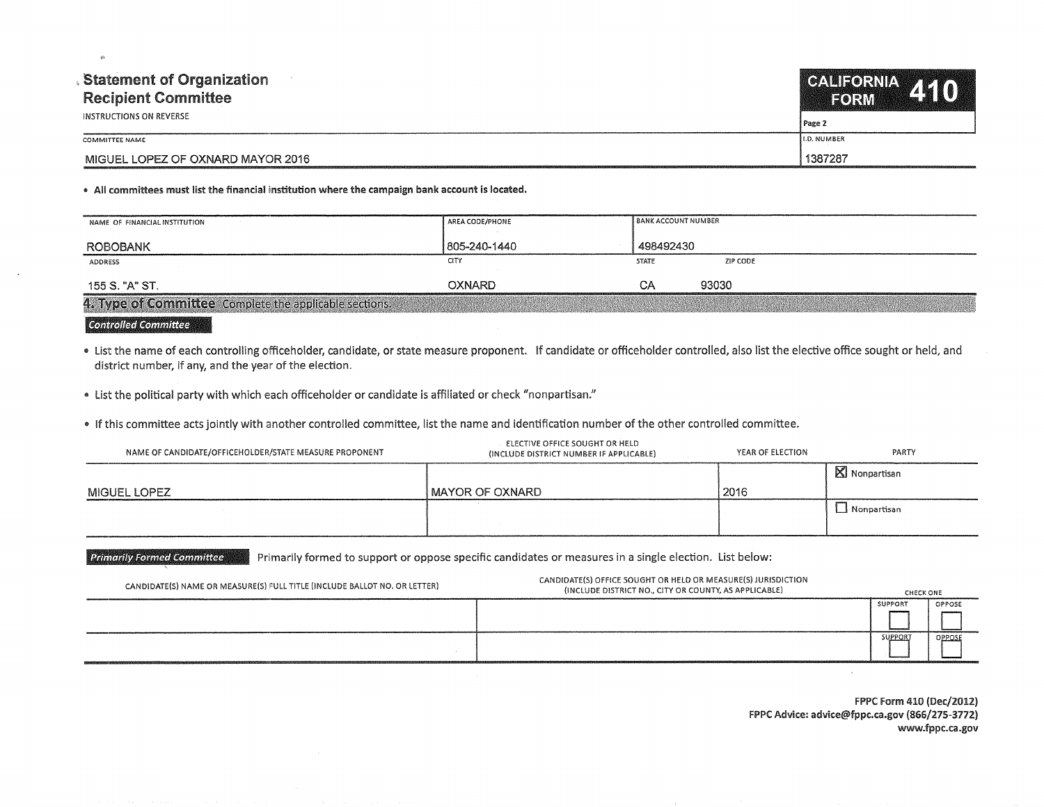# Statement of Organization Recipient Committee

INSTRUCTIONS ON REVERSE

**CALIFORNIA FORM 410**

Page 2

| COMMITTEE NAME | I.D. NUMBER |
|---|---|
| MIGUEL LOPEZ OF OXNARD MAYOR 2016 | 1387287 |

- **All committees must list the financial institution where the campaign bank account is located.**

| NAME OF FINANCIAL INSTITUTION | AREA CODE/PHONE | BANK ACCOUNT NUMBER | |
|---|---|---|---|
| ROBOBANK | 805-240-1440 | 498492430 | |
| **ADDRESS** | **CITY** | **STATE** | **ZIP CODE** |
| 155 S. "A" ST. | OXNARD | CA | 93030 |

## 4. Type of Committee Complete the applicable sections.

### Controlled Committee

- List the name of each controlling officeholder, candidate, or state measure proponent. If candidate or officeholder controlled, also list the elective office sought or held, and district number, if any, and the year of the election.
- List the political party with which each officeholder or candidate is affiliated or check "nonpartisan."
- If this committee acts jointly with another controlled committee, list the name and identification number of the other controlled committee.

| NAME OF CANDIDATE/OFFICEHOLDER/STATE MEASURE PROPONENT | ELECTIVE OFFICE SOUGHT OR HELD (INCLUDE DISTRICT NUMBER IF APPLICABLE) | YEAR OF ELECTION | PARTY |
|---|---|---|---|
| MIGUEL LOPEZ | MAYOR OF OXNARD | 2016 | ☒ Nonpartisan |
| | | | ☐ Nonpartisan |

### Primarily Formed Committee

Primarily formed to support or oppose specific candidates or measures in a single election. List below:

| CANDIDATE(S) NAME OR MEASURE(S) FULL TITLE (INCLUDE BALLOT NO. OR LETTER) | CANDIDATE(S) OFFICE SOUGHT OR HELD OR MEASURE(S) JURISDICTION (INCLUDE DISTRICT NO., CITY OR COUNTY, AS APPLICABLE) | CHECK ONE: SUPPORT | OPPOSE |
|---|---|---|---|
| | | ☐ | ☐ |
| | | ☐ | ☐ |

FPPC Form 410 (Dec/2012)
FPPC Advice: advice@fppc.ca.gov (866/275-3772)
www.fppc.ca.gov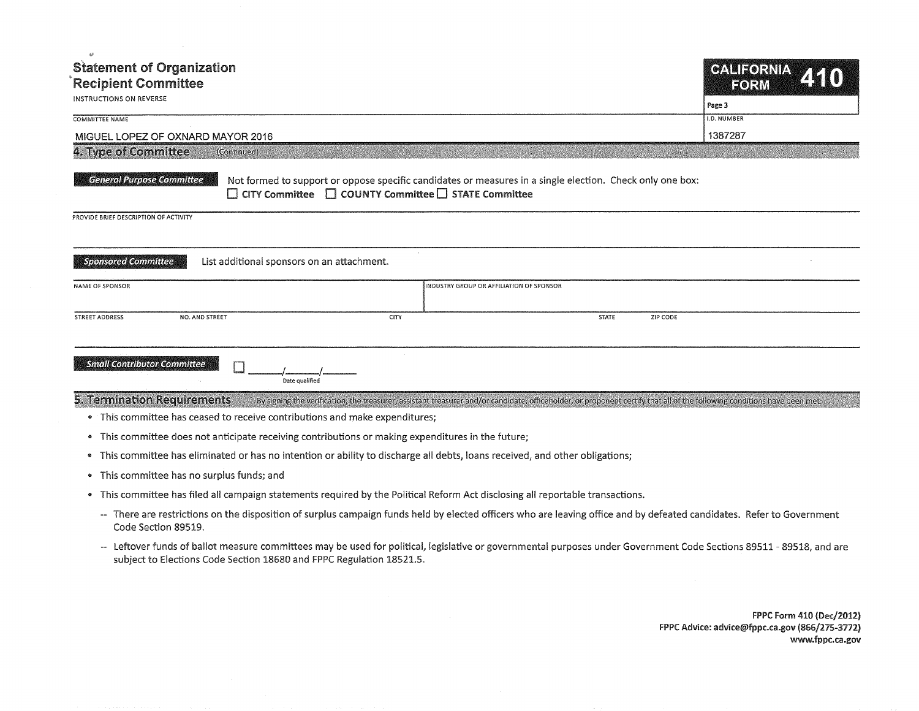# Statement of Organization
# Recipient Committee

INSTRUCTIONS ON REVERSE

**CALIFORNIA FORM 410**

Page 3

| COMMITTEE NAME | I.D. NUMBER |
|---|---|
| MIGUEL LOPEZ OF OXNARD MAYOR 2016 | 1387287 |

## 4. Type of Committee (Continued)

**General Purpose Committee** Not formed to support or oppose specific candidates or measures in a single election. Check only one box:

☐ CITY Committee ☐ COUNTY Committee ☐ STATE Committee

PROVIDE BRIEF DESCRIPTION OF ACTIVITY

**Sponsored Committee** List additional sponsors on an attachment.

| NAME OF SPONSOR | INDUSTRY GROUP OR AFFILIATION OF SPONSOR |
|---|---|
| | |

| STREET ADDRESS NO. AND STREET | CITY | STATE | ZIP CODE |
|---|---|---|---|
| | | | |

**Small Contributor Committee** ☐ \_\_\_\_/\_\_\_\_/\_\_\_\_ Date qualified

## 5. Termination Requirements

By signing the verification, the treasurer, assistant treasurer and/or candidate, officeholder, or proponent certify that all of the following conditions have been met:

- This committee has ceased to receive contributions and make expenditures;
- This committee does not anticipate receiving contributions or making expenditures in the future;
- This committee has eliminated or has no intention or ability to discharge all debts, loans received, and other obligations;
- This committee has no surplus funds; and
- This committee has filed all campaign statements required by the Political Reform Act disclosing all reportable transactions.
  - -- There are restrictions on the disposition of surplus campaign funds held by elected officers who are leaving office and by defeated candidates. Refer to Government Code Section 89519.
  - -- Leftover funds of ballot measure committees may be used for political, legislative or governmental purposes under Government Code Sections 89511 - 89518, and are subject to Elections Code Section 18680 and FPPC Regulation 18521.5.

FPPC Form 410 (Dec/2012)
FPPC Advice: advice@fppc.ca.gov (866/275-3772)
www.fppc.ca.gov